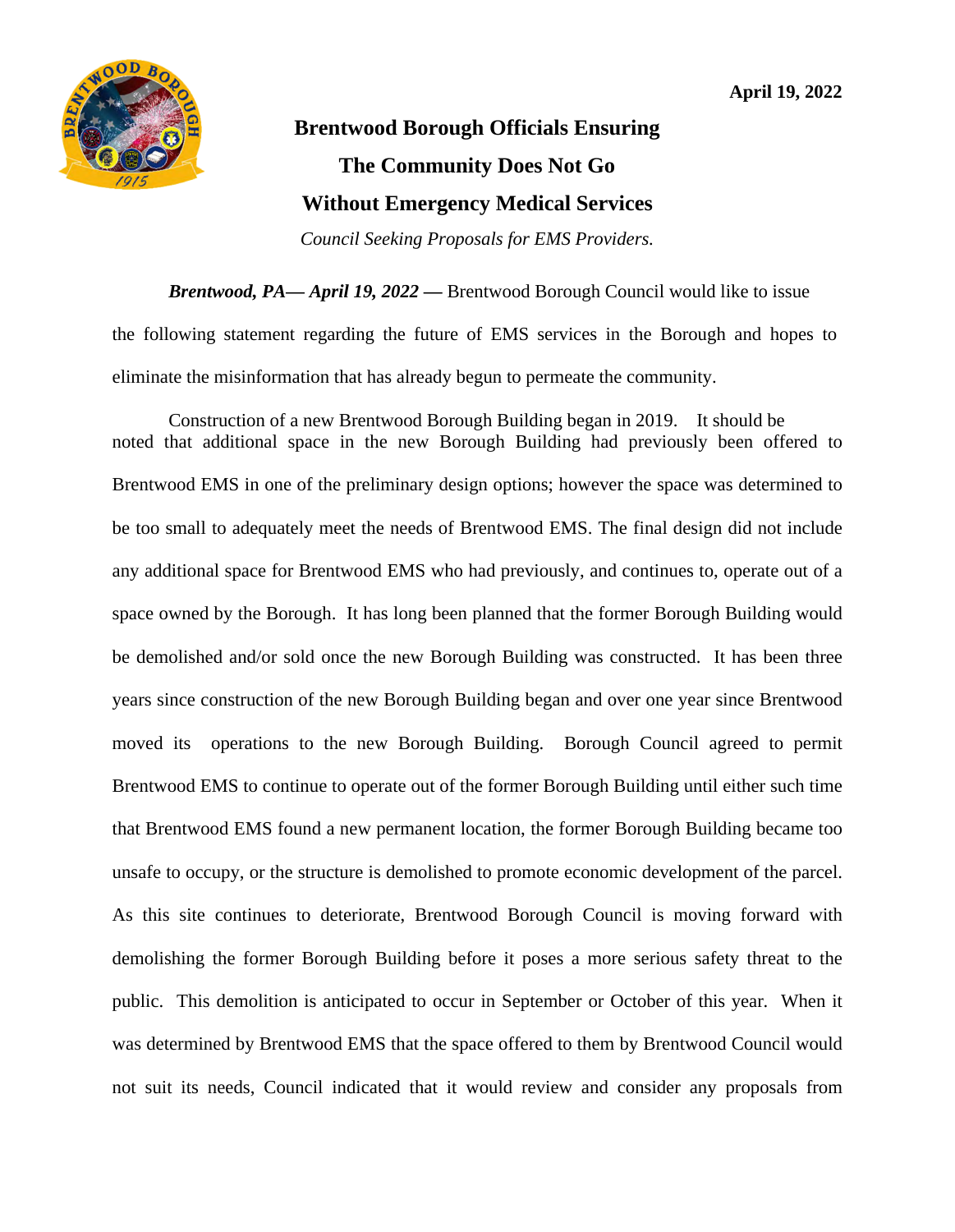April 19, 2022

# Brentwood Borough Officials Ensuring The Community Does Not Go Without Emergency Medical Services

*Council Seeking Proposals for EMS Providers.*

***Brentwood, PA— April 19, 2022 —*** Brentwood Borough Council would like to issue the following statement regarding the future of EMS services in the Borough and hopes to eliminate the misinformation that has already begun to permeate the community.

Construction of a new Brentwood Borough Building began in 2019. It should be noted that additional space in the new Borough Building had previously been offered to Brentwood EMS in one of the preliminary design options; however the space was determined to be too small to adequately meet the needs of Brentwood EMS. The final design did not include any additional space for Brentwood EMS who had previously, and continues to, operate out of a space owned by the Borough. It has long been planned that the former Borough Building would be demolished and/or sold once the new Borough Building was constructed. It has been three years since construction of the new Borough Building began and over one year since Brentwood moved its operations to the new Borough Building. Borough Council agreed to permit Brentwood EMS to continue to operate out of the former Borough Building until either such time that Brentwood EMS found a new permanent location, the former Borough Building became too unsafe to occupy, or the structure is demolished to promote economic development of the parcel. As this site continues to deteriorate, Brentwood Borough Council is moving forward with demolishing the former Borough Building before it poses a more serious safety threat to the public. This demolition is anticipated to occur in September or October of this year. When it was determined by Brentwood EMS that the space offered to them by Brentwood Council would not suit its needs, Council indicated that it would review and consider any proposals from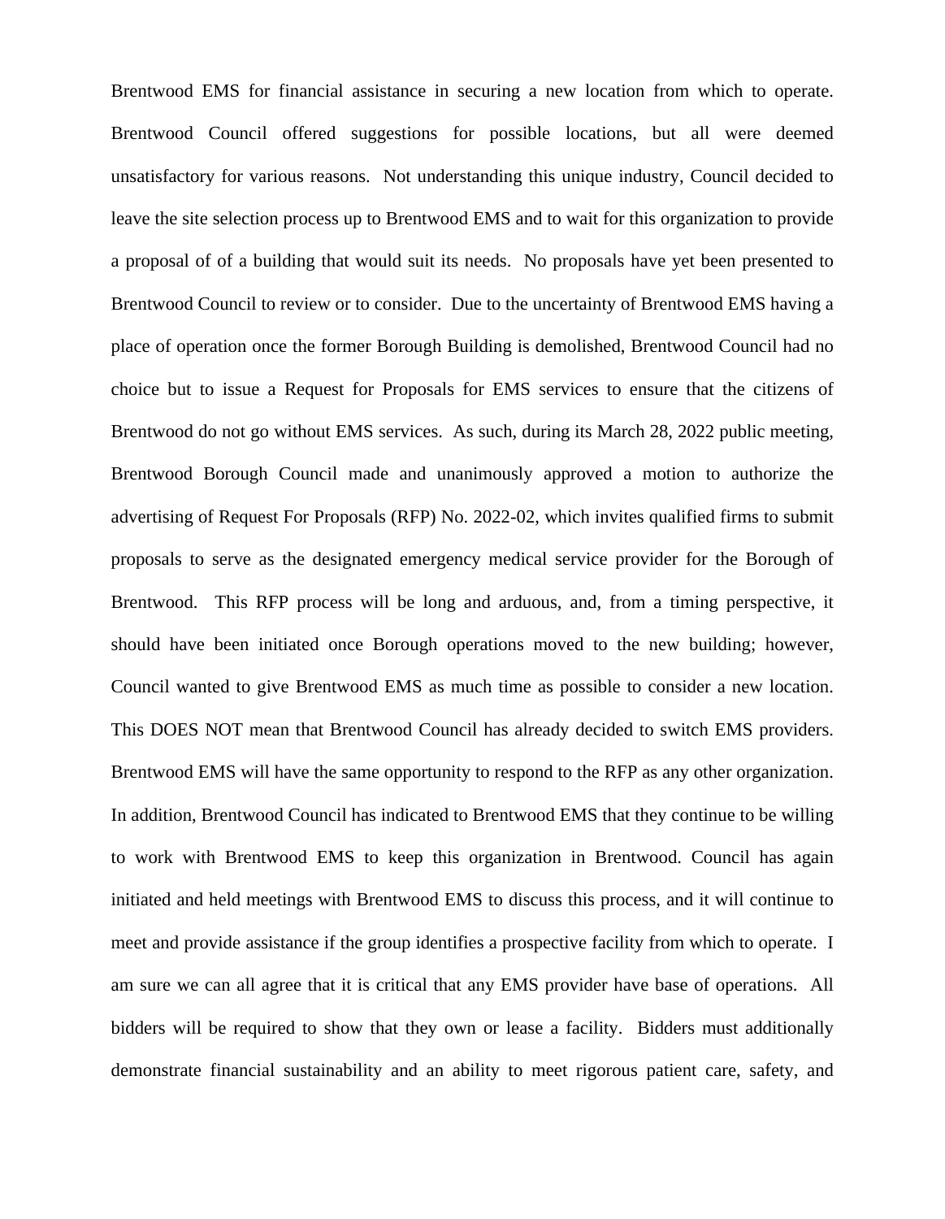Brentwood EMS for financial assistance in securing a new location from which to operate. Brentwood Council offered suggestions for possible locations, but all were deemed unsatisfactory for various reasons. Not understanding this unique industry, Council decided to leave the site selection process up to Brentwood EMS and to wait for this organization to provide a proposal of of a building that would suit its needs. No proposals have yet been presented to Brentwood Council to review or to consider. Due to the uncertainty of Brentwood EMS having a place of operation once the former Borough Building is demolished, Brentwood Council had no choice but to issue a Request for Proposals for EMS services to ensure that the citizens of Brentwood do not go without EMS services. As such, during its March 28, 2022 public meeting, Brentwood Borough Council made and unanimously approved a motion to authorize the advertising of Request For Proposals (RFP) No. 2022-02, which invites qualified firms to submit proposals to serve as the designated emergency medical service provider for the Borough of Brentwood. This RFP process will be long and arduous, and, from a timing perspective, it should have been initiated once Borough operations moved to the new building; however, Council wanted to give Brentwood EMS as much time as possible to consider a new location. This DOES NOT mean that Brentwood Council has already decided to switch EMS providers. Brentwood EMS will have the same opportunity to respond to the RFP as any other organization. In addition, Brentwood Council has indicated to Brentwood EMS that they continue to be willing to work with Brentwood EMS to keep this organization in Brentwood. Council has again initiated and held meetings with Brentwood EMS to discuss this process, and it will continue to meet and provide assistance if the group identifies a prospective facility from which to operate. I am sure we can all agree that it is critical that any EMS provider have base of operations. All bidders will be required to show that they own or lease a facility. Bidders must additionally demonstrate financial sustainability and an ability to meet rigorous patient care, safety, and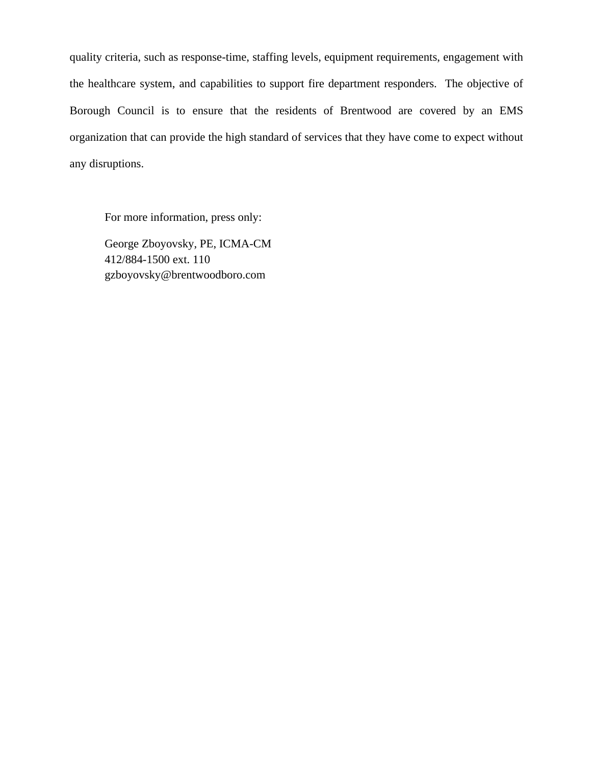quality criteria, such as response-time, staffing levels, equipment requirements, engagement with the healthcare system, and capabilities to support fire department responders. The objective of Borough Council is to ensure that the residents of Brentwood are covered by an EMS organization that can provide the high standard of services that they have come to expect without any disruptions.

For more information, press only:

George Zboyovsky, PE, ICMA-CM
412/884-1500 ext. 110
gzboyovsky@brentwoodboro.com